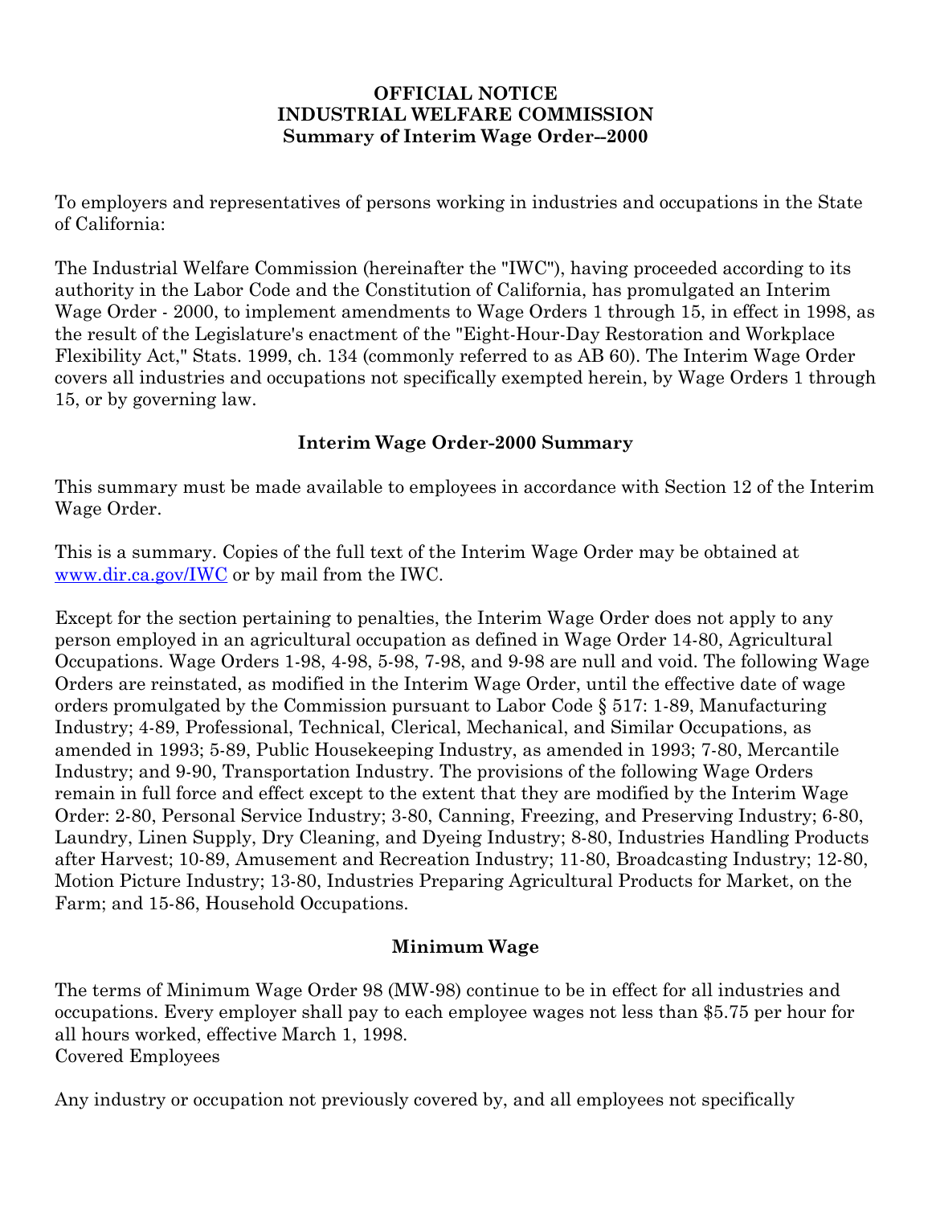**OFFICIAL NOTICE**
**INDUSTRIAL WELFARE COMMISSION**
**Summary of Interim Wage Order--2000**

To employers and representatives of persons working in industries and occupations in the State of California:

The Industrial Welfare Commission (hereinafter the "IWC"), having proceeded according to its authority in the Labor Code and the Constitution of California, has promulgated an Interim Wage Order - 2000, to implement amendments to Wage Orders 1 through 15, in effect in 1998, as the result of the Legislature's enactment of the "Eight-Hour-Day Restoration and Workplace Flexibility Act," Stats. 1999, ch. 134 (commonly referred to as AB 60). The Interim Wage Order covers all industries and occupations not specifically exempted herein, by Wage Orders 1 through 15, or by governing law.

## Interim Wage Order-2000 Summary

This summary must be made available to employees in accordance with Section 12 of the Interim Wage Order.

This is a summary. Copies of the full text of the Interim Wage Order may be obtained at www.dir.ca.gov/IWC or by mail from the IWC.

Except for the section pertaining to penalties, the Interim Wage Order does not apply to any person employed in an agricultural occupation as defined in Wage Order 14-80, Agricultural Occupations. Wage Orders 1-98, 4-98, 5-98, 7-98, and 9-98 are null and void. The following Wage Orders are reinstated, as modified in the Interim Wage Order, until the effective date of wage orders promulgated by the Commission pursuant to Labor Code § 517: 1-89, Manufacturing Industry; 4-89, Professional, Technical, Clerical, Mechanical, and Similar Occupations, as amended in 1993; 5-89, Public Housekeeping Industry, as amended in 1993; 7-80, Mercantile Industry; and 9-90, Transportation Industry. The provisions of the following Wage Orders remain in full force and effect except to the extent that they are modified by the Interim Wage Order: 2-80, Personal Service Industry; 3-80, Canning, Freezing, and Preserving Industry; 6-80, Laundry, Linen Supply, Dry Cleaning, and Dyeing Industry; 8-80, Industries Handling Products after Harvest; 10-89, Amusement and Recreation Industry; 11-80, Broadcasting Industry; 12-80, Motion Picture Industry; 13-80, Industries Preparing Agricultural Products for Market, on the Farm; and 15-86, Household Occupations.

## Minimum Wage

The terms of Minimum Wage Order 98 (MW-98) continue to be in effect for all industries and occupations. Every employer shall pay to each employee wages not less than $5.75 per hour for all hours worked, effective March 1, 1998.

Covered Employees

Any industry or occupation not previously covered by, and all employees not specifically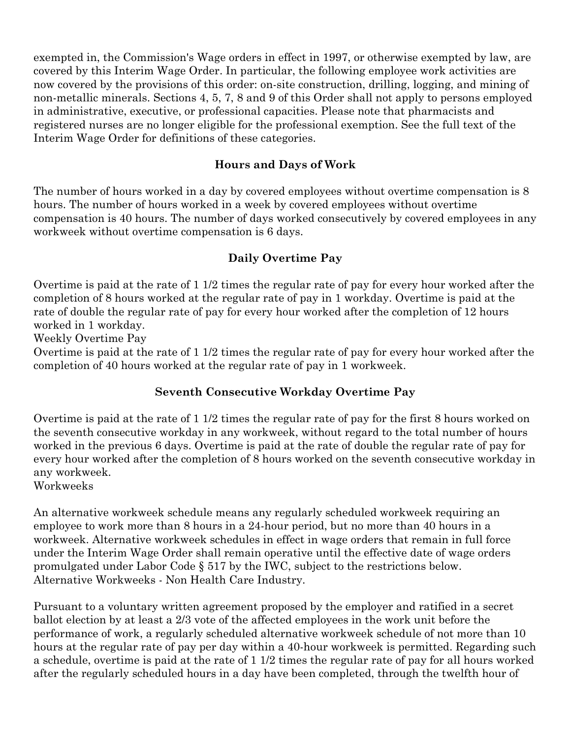exempted in, the Commission's Wage orders in effect in 1997, or otherwise exempted by law, are covered by this Interim Wage Order. In particular, the following employee work activities are now covered by the provisions of this order: on-site construction, drilling, logging, and mining of non-metallic minerals. Sections 4, 5, 7, 8 and 9 of this Order shall not apply to persons employed in administrative, executive, or professional capacities. Please note that pharmacists and registered nurses are no longer eligible for the professional exemption. See the full text of the Interim Wage Order for definitions of these categories.

## Hours and Days of Work

The number of hours worked in a day by covered employees without overtime compensation is 8 hours. The number of hours worked in a week by covered employees without overtime compensation is 40 hours. The number of days worked consecutively by covered employees in any workweek without overtime compensation is 6 days.

## Daily Overtime Pay

Overtime is paid at the rate of 1 1/2 times the regular rate of pay for every hour worked after the completion of 8 hours worked at the regular rate of pay in 1 workday. Overtime is paid at the rate of double the regular rate of pay for every hour worked after the completion of 12 hours worked in 1 workday.

Weekly Overtime Pay

Overtime is paid at the rate of 1 1/2 times the regular rate of pay for every hour worked after the completion of 40 hours worked at the regular rate of pay in 1 workweek.

## Seventh Consecutive Workday Overtime Pay

Overtime is paid at the rate of 1 1/2 times the regular rate of pay for the first 8 hours worked on the seventh consecutive workday in any workweek, without regard to the total number of hours worked in the previous 6 days. Overtime is paid at the rate of double the regular rate of pay for every hour worked after the completion of 8 hours worked on the seventh consecutive workday in any workweek.

Workweeks

An alternative workweek schedule means any regularly scheduled workweek requiring an employee to work more than 8 hours in a 24-hour period, but no more than 40 hours in a workweek. Alternative workweek schedules in effect in wage orders that remain in full force under the Interim Wage Order shall remain operative until the effective date of wage orders promulgated under Labor Code § 517 by the IWC, subject to the restrictions below.

Alternative Workweeks - Non Health Care Industry.

Pursuant to a voluntary written agreement proposed by the employer and ratified in a secret ballot election by at least a 2/3 vote of the affected employees in the work unit before the performance of work, a regularly scheduled alternative workweek schedule of not more than 10 hours at the regular rate of pay per day within a 40-hour workweek is permitted. Regarding such a schedule, overtime is paid at the rate of 1 1/2 times the regular rate of pay for all hours worked after the regularly scheduled hours in a day have been completed, through the twelfth hour of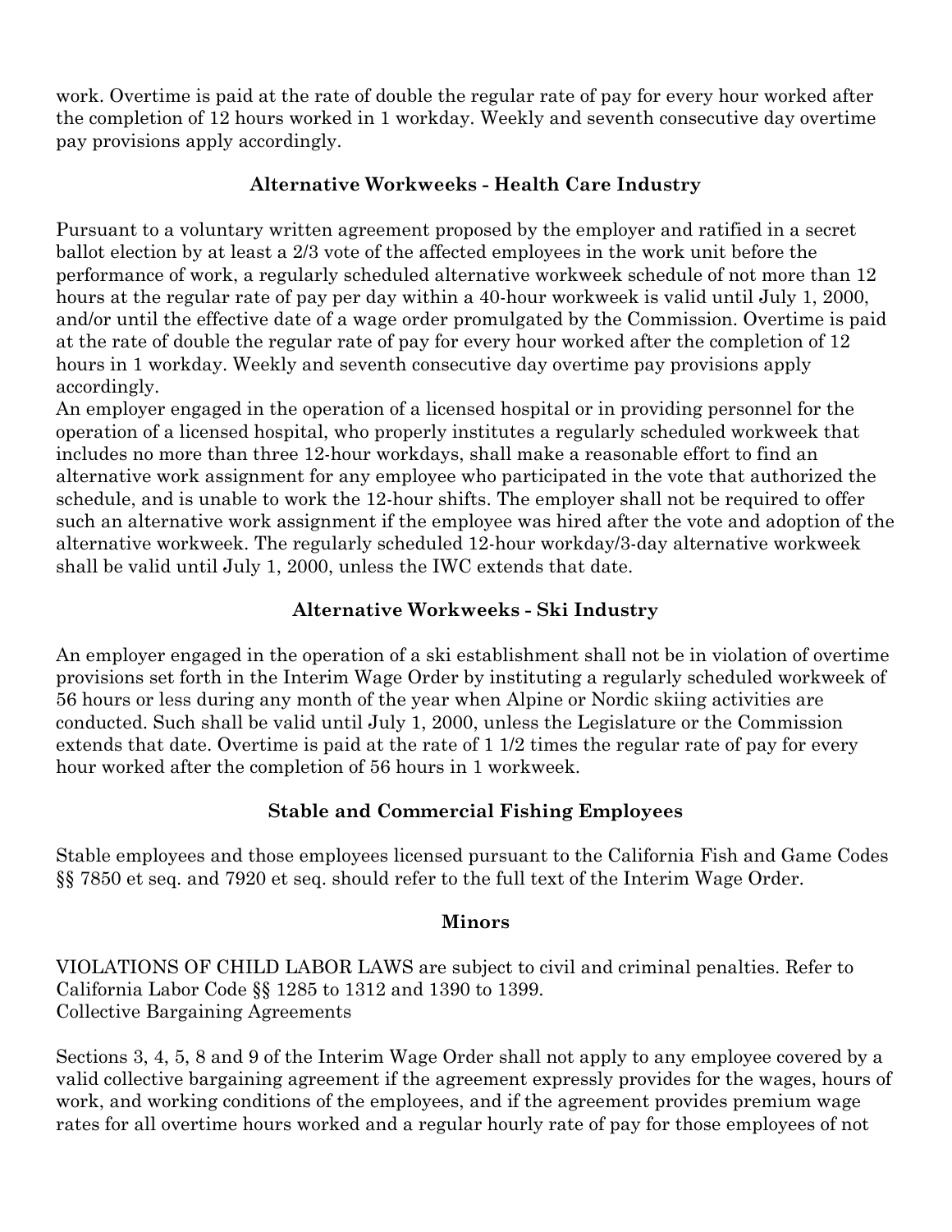work. Overtime is paid at the rate of double the regular rate of pay for every hour worked after the completion of 12 hours worked in 1 workday. Weekly and seventh consecutive day overtime pay provisions apply accordingly.

### Alternative Workweeks - Health Care Industry

Pursuant to a voluntary written agreement proposed by the employer and ratified in a secret ballot election by at least a 2/3 vote of the affected employees in the work unit before the performance of work, a regularly scheduled alternative workweek schedule of not more than 12 hours at the regular rate of pay per day within a 40-hour workweek is valid until July 1, 2000, and/or until the effective date of a wage order promulgated by the Commission. Overtime is paid at the rate of double the regular rate of pay for every hour worked after the completion of 12 hours in 1 workday. Weekly and seventh consecutive day overtime pay provisions apply accordingly.

An employer engaged in the operation of a licensed hospital or in providing personnel for the operation of a licensed hospital, who properly institutes a regularly scheduled workweek that includes no more than three 12-hour workdays, shall make a reasonable effort to find an alternative work assignment for any employee who participated in the vote that authorized the schedule, and is unable to work the 12-hour shifts. The employer shall not be required to offer such an alternative work assignment if the employee was hired after the vote and adoption of the alternative workweek. The regularly scheduled 12-hour workday/3-day alternative workweek shall be valid until July 1, 2000, unless the IWC extends that date.

### Alternative Workweeks - Ski Industry

An employer engaged in the operation of a ski establishment shall not be in violation of overtime provisions set forth in the Interim Wage Order by instituting a regularly scheduled workweek of 56 hours or less during any month of the year when Alpine or Nordic skiing activities are conducted. Such shall be valid until July 1, 2000, unless the Legislature or the Commission extends that date. Overtime is paid at the rate of 1 1/2 times the regular rate of pay for every hour worked after the completion of 56 hours in 1 workweek.

### Stable and Commercial Fishing Employees

Stable employees and those employees licensed pursuant to the California Fish and Game Codes §§ 7850 et seq. and 7920 et seq. should refer to the full text of the Interim Wage Order.

### Minors

VIOLATIONS OF CHILD LABOR LAWS are subject to civil and criminal penalties. Refer to California Labor Code §§ 1285 to 1312 and 1390 to 1399.

Collective Bargaining Agreements

Sections 3, 4, 5, 8 and 9 of the Interim Wage Order shall not apply to any employee covered by a valid collective bargaining agreement if the agreement expressly provides for the wages, hours of work, and working conditions of the employees, and if the agreement provides premium wage rates for all overtime hours worked and a regular hourly rate of pay for those employees of not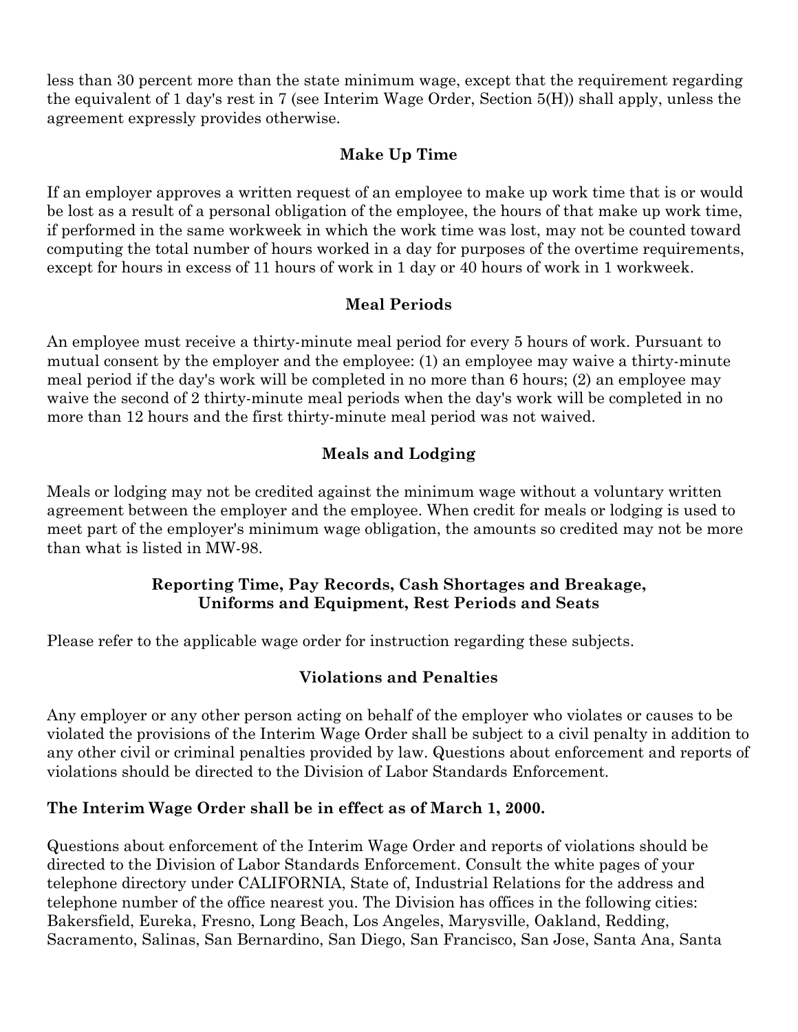less than 30 percent more than the state minimum wage, except that the requirement regarding the equivalent of 1 day's rest in 7 (see Interim Wage Order, Section 5(H)) shall apply, unless the agreement expressly provides otherwise.

### Make Up Time

If an employer approves a written request of an employee to make up work time that is or would be lost as a result of a personal obligation of the employee, the hours of that make up work time, if performed in the same workweek in which the work time was lost, may not be counted toward computing the total number of hours worked in a day for purposes of the overtime requirements, except for hours in excess of 11 hours of work in 1 day or 40 hours of work in 1 workweek.

### Meal Periods

An employee must receive a thirty-minute meal period for every 5 hours of work. Pursuant to mutual consent by the employer and the employee: (1) an employee may waive a thirty-minute meal period if the day's work will be completed in no more than 6 hours; (2) an employee may waive the second of 2 thirty-minute meal periods when the day's work will be completed in no more than 12 hours and the first thirty-minute meal period was not waived.

### Meals and Lodging

Meals or lodging may not be credited against the minimum wage without a voluntary written agreement between the employer and the employee. When credit for meals or lodging is used to meet part of the employer's minimum wage obligation, the amounts so credited may not be more than what is listed in MW-98.

### Reporting Time, Pay Records, Cash Shortages and Breakage, Uniforms and Equipment, Rest Periods and Seats

Please refer to the applicable wage order for instruction regarding these subjects.

### Violations and Penalties

Any employer or any other person acting on behalf of the employer who violates or causes to be violated the provisions of the Interim Wage Order shall be subject to a civil penalty in addition to any other civil or criminal penalties provided by law. Questions about enforcement and reports of violations should be directed to the Division of Labor Standards Enforcement.

**The Interim Wage Order shall be in effect as of March 1, 2000.**

Questions about enforcement of the Interim Wage Order and reports of violations should be directed to the Division of Labor Standards Enforcement. Consult the white pages of your telephone directory under CALIFORNIA, State of, Industrial Relations for the address and telephone number of the office nearest you. The Division has offices in the following cities: Bakersfield, Eureka, Fresno, Long Beach, Los Angeles, Marysville, Oakland, Redding, Sacramento, Salinas, San Bernardino, San Diego, San Francisco, San Jose, Santa Ana, Santa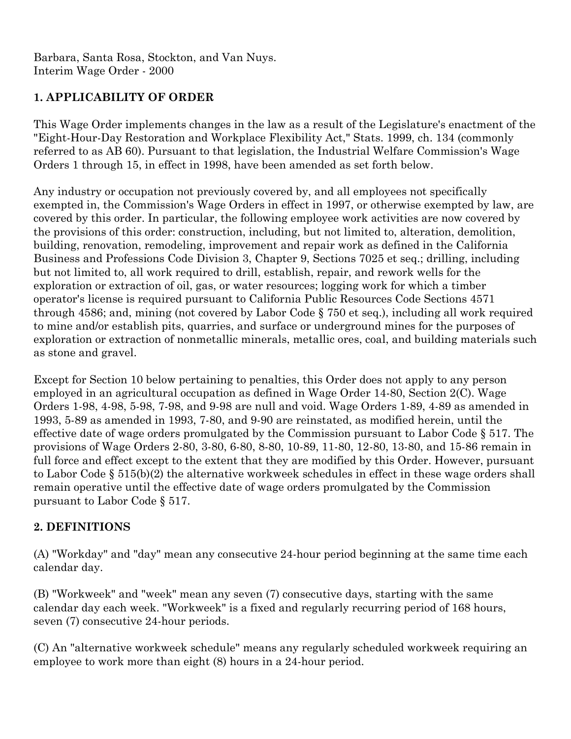Barbara, Santa Rosa, Stockton, and Van Nuys.
Interim Wage Order - 2000

## 1. APPLICABILITY OF ORDER

This Wage Order implements changes in the law as a result of the Legislature's enactment of the "Eight-Hour-Day Restoration and Workplace Flexibility Act," Stats. 1999, ch. 134 (commonly referred to as AB 60). Pursuant to that legislation, the Industrial Welfare Commission's Wage Orders 1 through 15, in effect in 1998, have been amended as set forth below.

Any industry or occupation not previously covered by, and all employees not specifically exempted in, the Commission's Wage Orders in effect in 1997, or otherwise exempted by law, are covered by this order. In particular, the following employee work activities are now covered by the provisions of this order: construction, including, but not limited to, alteration, demolition, building, renovation, remodeling, improvement and repair work as defined in the California Business and Professions Code Division 3, Chapter 9, Sections 7025 et seq.; drilling, including but not limited to, all work required to drill, establish, repair, and rework wells for the exploration or extraction of oil, gas, or water resources; logging work for which a timber operator's license is required pursuant to California Public Resources Code Sections 4571 through 4586; and, mining (not covered by Labor Code § 750 et seq.), including all work required to mine and/or establish pits, quarries, and surface or underground mines for the purposes of exploration or extraction of nonmetallic minerals, metallic ores, coal, and building materials such as stone and gravel.

Except for Section 10 below pertaining to penalties, this Order does not apply to any person employed in an agricultural occupation as defined in Wage Order 14-80, Section 2(C). Wage Orders 1-98, 4-98, 5-98, 7-98, and 9-98 are null and void. Wage Orders 1-89, 4-89 as amended in 1993, 5-89 as amended in 1993, 7-80, and 9-90 are reinstated, as modified herein, until the effective date of wage orders promulgated by the Commission pursuant to Labor Code § 517. The provisions of Wage Orders 2-80, 3-80, 6-80, 8-80, 10-89, 11-80, 12-80, 13-80, and 15-86 remain in full force and effect except to the extent that they are modified by this Order. However, pursuant to Labor Code § 515(b)(2) the alternative workweek schedules in effect in these wage orders shall remain operative until the effective date of wage orders promulgated by the Commission pursuant to Labor Code § 517.

## 2. DEFINITIONS

(A) "Workday" and "day" mean any consecutive 24-hour period beginning at the same time each calendar day.

(B) "Workweek" and "week" mean any seven (7) consecutive days, starting with the same calendar day each week. "Workweek" is a fixed and regularly recurring period of 168 hours, seven (7) consecutive 24-hour periods.

(C) An "alternative workweek schedule" means any regularly scheduled workweek requiring an employee to work more than eight (8) hours in a 24-hour period.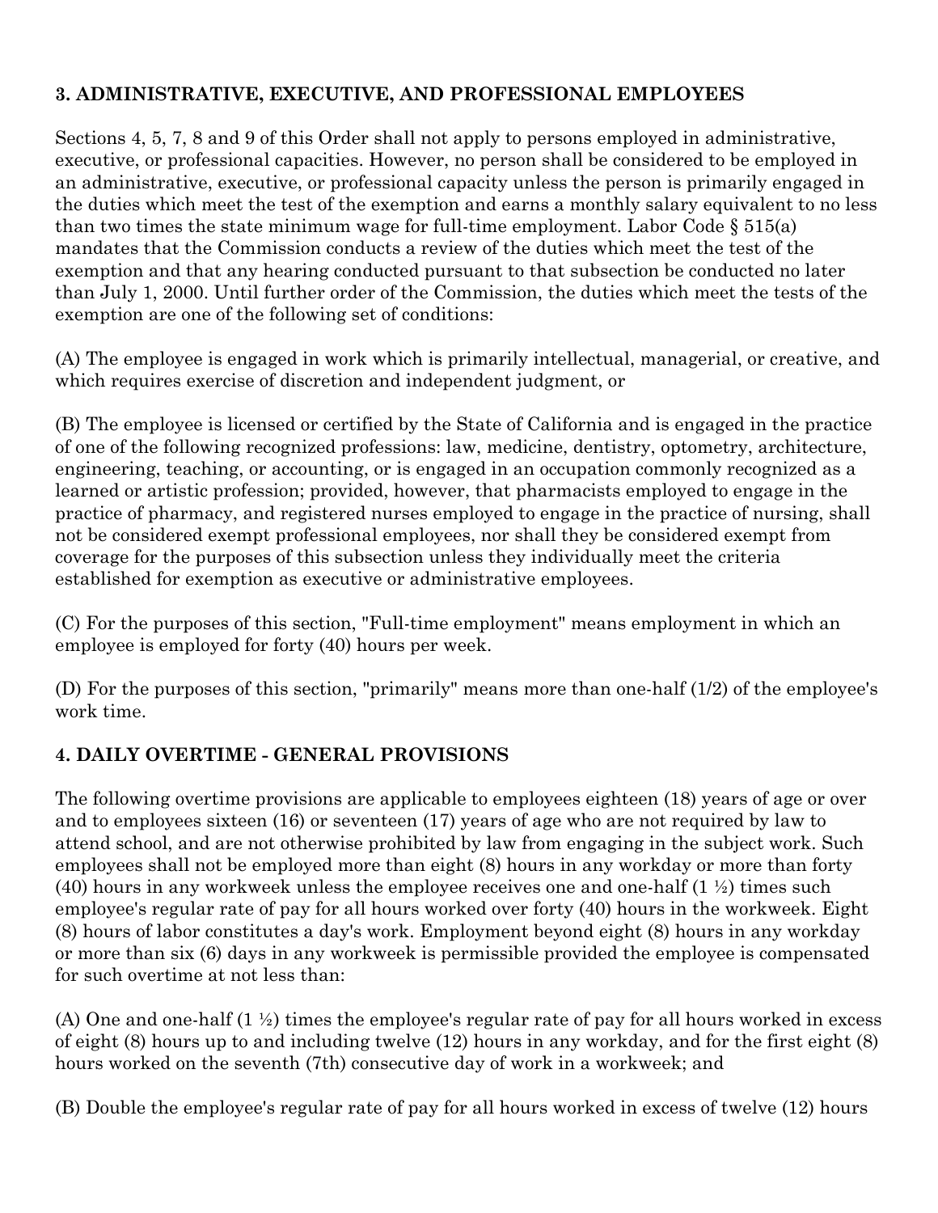### 3. ADMINISTRATIVE, EXECUTIVE, AND PROFESSIONAL EMPLOYEES

Sections 4, 5, 7, 8 and 9 of this Order shall not apply to persons employed in administrative, executive, or professional capacities. However, no person shall be considered to be employed in an administrative, executive, or professional capacity unless the person is primarily engaged in the duties which meet the test of the exemption and earns a monthly salary equivalent to no less than two times the state minimum wage for full-time employment. Labor Code § 515(a) mandates that the Commission conducts a review of the duties which meet the test of the exemption and that any hearing conducted pursuant to that subsection be conducted no later than July 1, 2000. Until further order of the Commission, the duties which meet the tests of the exemption are one of the following set of conditions:

(A) The employee is engaged in work which is primarily intellectual, managerial, or creative, and which requires exercise of discretion and independent judgment, or

(B) The employee is licensed or certified by the State of California and is engaged in the practice of one of the following recognized professions: law, medicine, dentistry, optometry, architecture, engineering, teaching, or accounting, or is engaged in an occupation commonly recognized as a learned or artistic profession; provided, however, that pharmacists employed to engage in the practice of pharmacy, and registered nurses employed to engage in the practice of nursing, shall not be considered exempt professional employees, nor shall they be considered exempt from coverage for the purposes of this subsection unless they individually meet the criteria established for exemption as executive or administrative employees.

(C) For the purposes of this section, "Full-time employment" means employment in which an employee is employed for forty (40) hours per week.

(D) For the purposes of this section, "primarily" means more than one-half (1/2) of the employee's work time.

### 4. DAILY OVERTIME - GENERAL PROVISIONS

The following overtime provisions are applicable to employees eighteen (18) years of age or over and to employees sixteen (16) or seventeen (17) years of age who are not required by law to attend school, and are not otherwise prohibited by law from engaging in the subject work. Such employees shall not be employed more than eight (8) hours in any workday or more than forty (40) hours in any workweek unless the employee receives one and one-half (1 ½) times such employee's regular rate of pay for all hours worked over forty (40) hours in the workweek. Eight (8) hours of labor constitutes a day's work. Employment beyond eight (8) hours in any workday or more than six (6) days in any workweek is permissible provided the employee is compensated for such overtime at not less than:

(A) One and one-half (1 ½) times the employee's regular rate of pay for all hours worked in excess of eight (8) hours up to and including twelve (12) hours in any workday, and for the first eight (8) hours worked on the seventh (7th) consecutive day of work in a workweek; and

(B) Double the employee's regular rate of pay for all hours worked in excess of twelve (12) hours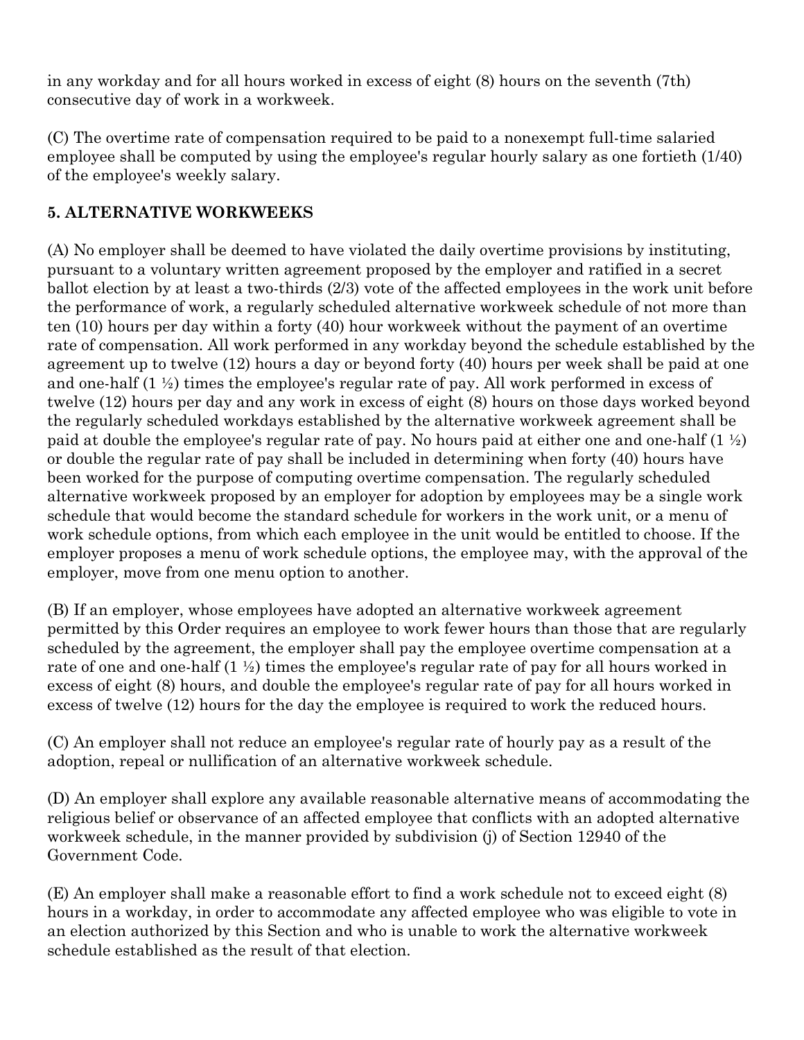in any workday and for all hours worked in excess of eight (8) hours on the seventh (7th) consecutive day of work in a workweek.

(C) The overtime rate of compensation required to be paid to a nonexempt full-time salaried employee shall be computed by using the employee's regular hourly salary as one fortieth (1/40) of the employee's weekly salary.

**5. ALTERNATIVE WORKWEEKS**

(A) No employer shall be deemed to have violated the daily overtime provisions by instituting, pursuant to a voluntary written agreement proposed by the employer and ratified in a secret ballot election by at least a two-thirds (2/3) vote of the affected employees in the work unit before the performance of work, a regularly scheduled alternative workweek schedule of not more than ten (10) hours per day within a forty (40) hour workweek without the payment of an overtime rate of compensation. All work performed in any workday beyond the schedule established by the agreement up to twelve (12) hours a day or beyond forty (40) hours per week shall be paid at one and one-half (1 ½) times the employee's regular rate of pay. All work performed in excess of twelve (12) hours per day and any work in excess of eight (8) hours on those days worked beyond the regularly scheduled workdays established by the alternative workweek agreement shall be paid at double the employee's regular rate of pay. No hours paid at either one and one-half (1 ½) or double the regular rate of pay shall be included in determining when forty (40) hours have been worked for the purpose of computing overtime compensation. The regularly scheduled alternative workweek proposed by an employer for adoption by employees may be a single work schedule that would become the standard schedule for workers in the work unit, or a menu of work schedule options, from which each employee in the unit would be entitled to choose. If the employer proposes a menu of work schedule options, the employee may, with the approval of the employer, move from one menu option to another.

(B) If an employer, whose employees have adopted an alternative workweek agreement permitted by this Order requires an employee to work fewer hours than those that are regularly scheduled by the agreement, the employer shall pay the employee overtime compensation at a rate of one and one-half (1 ½) times the employee's regular rate of pay for all hours worked in excess of eight (8) hours, and double the employee's regular rate of pay for all hours worked in excess of twelve (12) hours for the day the employee is required to work the reduced hours.

(C) An employer shall not reduce an employee's regular rate of hourly pay as a result of the adoption, repeal or nullification of an alternative workweek schedule.

(D) An employer shall explore any available reasonable alternative means of accommodating the religious belief or observance of an affected employee that conflicts with an adopted alternative workweek schedule, in the manner provided by subdivision (j) of Section 12940 of the Government Code.

(E) An employer shall make a reasonable effort to find a work schedule not to exceed eight (8) hours in a workday, in order to accommodate any affected employee who was eligible to vote in an election authorized by this Section and who is unable to work the alternative workweek schedule established as the result of that election.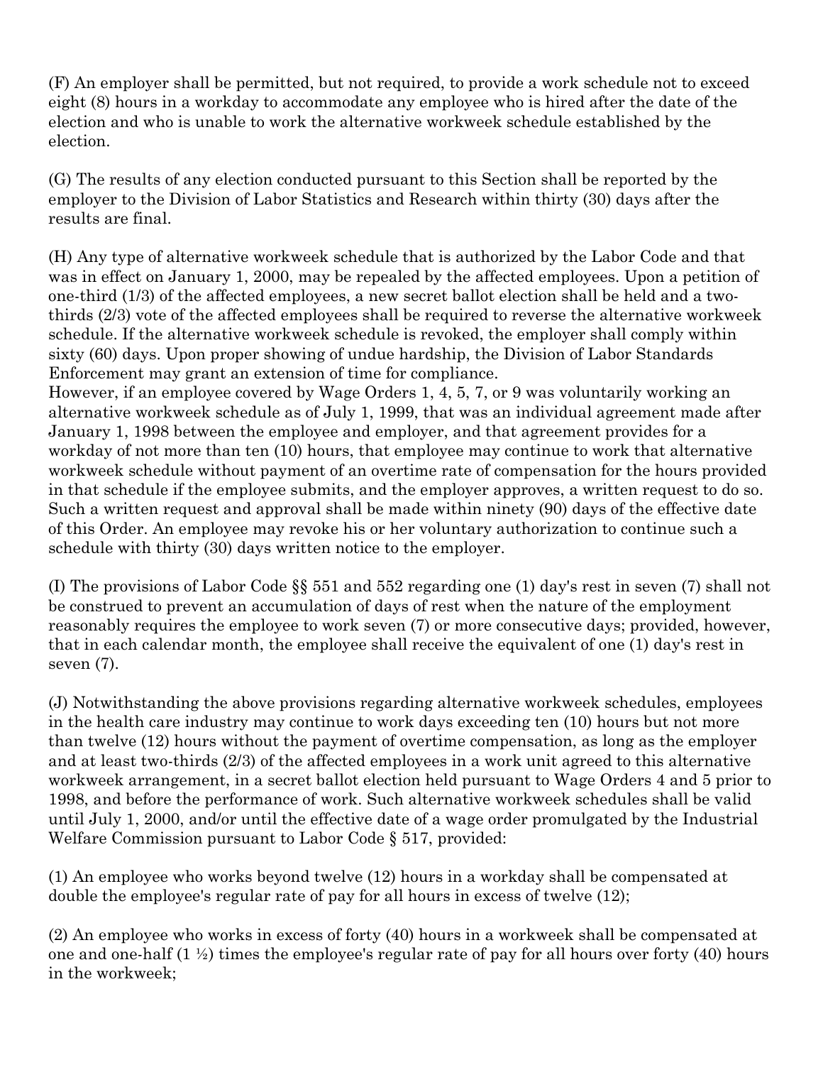(F) An employer shall be permitted, but not required, to provide a work schedule not to exceed eight (8) hours in a workday to accommodate any employee who is hired after the date of the election and who is unable to work the alternative workweek schedule established by the election.

(G) The results of any election conducted pursuant to this Section shall be reported by the employer to the Division of Labor Statistics and Research within thirty (30) days after the results are final.

(H) Any type of alternative workweek schedule that is authorized by the Labor Code and that was in effect on January 1, 2000, may be repealed by the affected employees. Upon a petition of one-third (1/3) of the affected employees, a new secret ballot election shall be held and a two-thirds (2/3) vote of the affected employees shall be required to reverse the alternative workweek schedule. If the alternative workweek schedule is revoked, the employer shall comply within sixty (60) days. Upon proper showing of undue hardship, the Division of Labor Standards Enforcement may grant an extension of time for compliance.
However, if an employee covered by Wage Orders 1, 4, 5, 7, or 9 was voluntarily working an alternative workweek schedule as of July 1, 1999, that was an individual agreement made after January 1, 1998 between the employee and employer, and that agreement provides for a workday of not more than ten (10) hours, that employee may continue to work that alternative workweek schedule without payment of an overtime rate of compensation for the hours provided in that schedule if the employee submits, and the employer approves, a written request to do so. Such a written request and approval shall be made within ninety (90) days of the effective date of this Order. An employee may revoke his or her voluntary authorization to continue such a schedule with thirty (30) days written notice to the employer.

(I) The provisions of Labor Code §§ 551 and 552 regarding one (1) day's rest in seven (7) shall not be construed to prevent an accumulation of days of rest when the nature of the employment reasonably requires the employee to work seven (7) or more consecutive days; provided, however, that in each calendar month, the employee shall receive the equivalent of one (1) day's rest in seven (7).

(J) Notwithstanding the above provisions regarding alternative workweek schedules, employees in the health care industry may continue to work days exceeding ten (10) hours but not more than twelve (12) hours without the payment of overtime compensation, as long as the employer and at least two-thirds (2/3) of the affected employees in a work unit agreed to this alternative workweek arrangement, in a secret ballot election held pursuant to Wage Orders 4 and 5 prior to 1998, and before the performance of work. Such alternative workweek schedules shall be valid until July 1, 2000, and/or until the effective date of a wage order promulgated by the Industrial Welfare Commission pursuant to Labor Code § 517, provided:

(1) An employee who works beyond twelve (12) hours in a workday shall be compensated at double the employee's regular rate of pay for all hours in excess of twelve (12);

(2) An employee who works in excess of forty (40) hours in a workweek shall be compensated at one and one-half (1 ½) times the employee's regular rate of pay for all hours over forty (40) hours in the workweek;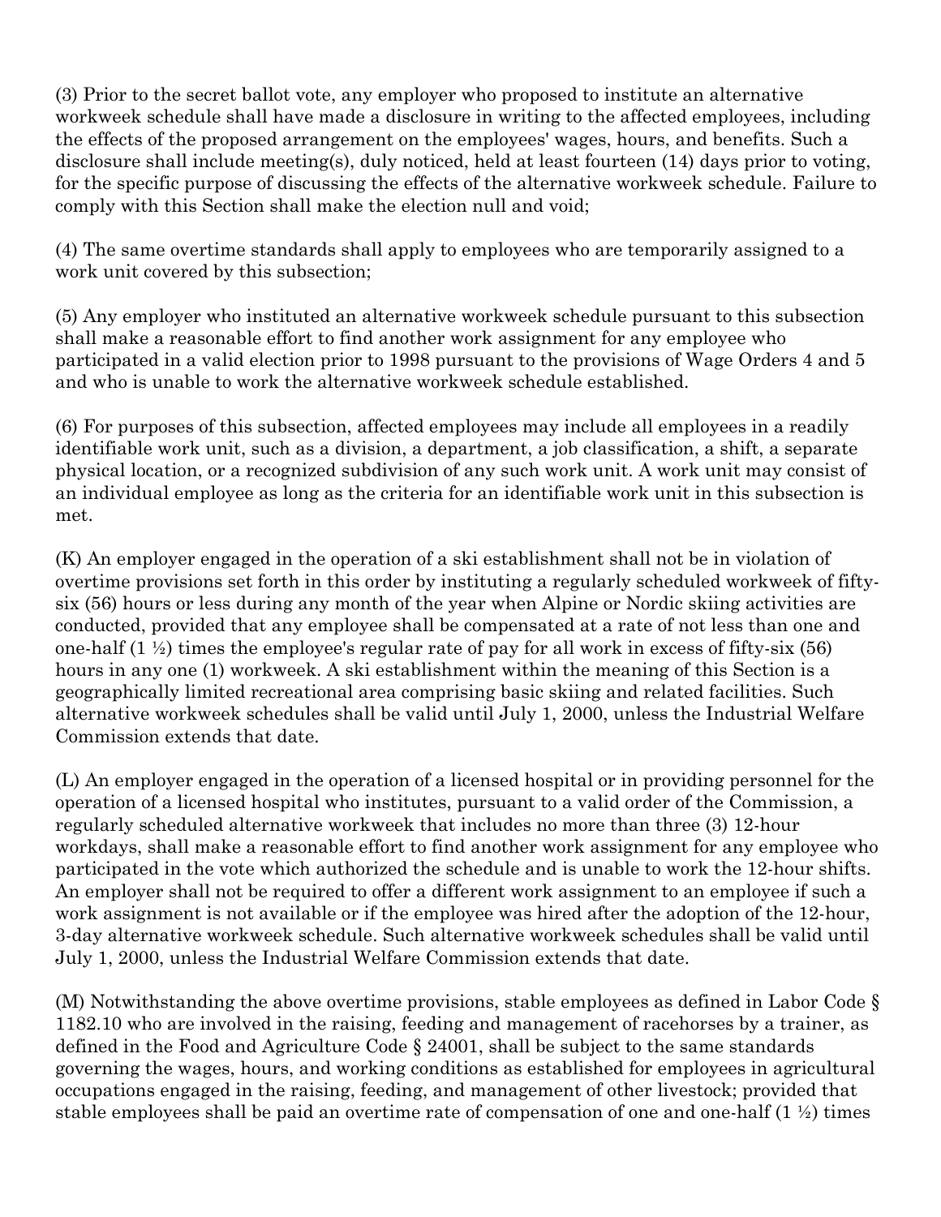(3) Prior to the secret ballot vote, any employer who proposed to institute an alternative workweek schedule shall have made a disclosure in writing to the affected employees, including the effects of the proposed arrangement on the employees' wages, hours, and benefits. Such a disclosure shall include meeting(s), duly noticed, held at least fourteen (14) days prior to voting, for the specific purpose of discussing the effects of the alternative workweek schedule. Failure to comply with this Section shall make the election null and void;

(4) The same overtime standards shall apply to employees who are temporarily assigned to a work unit covered by this subsection;

(5) Any employer who instituted an alternative workweek schedule pursuant to this subsection shall make a reasonable effort to find another work assignment for any employee who participated in a valid election prior to 1998 pursuant to the provisions of Wage Orders 4 and 5 and who is unable to work the alternative workweek schedule established.

(6) For purposes of this subsection, affected employees may include all employees in a readily identifiable work unit, such as a division, a department, a job classification, a shift, a separate physical location, or a recognized subdivision of any such work unit. A work unit may consist of an individual employee as long as the criteria for an identifiable work unit in this subsection is met.

(K) An employer engaged in the operation of a ski establishment shall not be in violation of overtime provisions set forth in this order by instituting a regularly scheduled workweek of fifty-six (56) hours or less during any month of the year when Alpine or Nordic skiing activities are conducted, provided that any employee shall be compensated at a rate of not less than one and one-half (1 ½) times the employee's regular rate of pay for all work in excess of fifty-six (56) hours in any one (1) workweek. A ski establishment within the meaning of this Section is a geographically limited recreational area comprising basic skiing and related facilities. Such alternative workweek schedules shall be valid until July 1, 2000, unless the Industrial Welfare Commission extends that date.

(L) An employer engaged in the operation of a licensed hospital or in providing personnel for the operation of a licensed hospital who institutes, pursuant to a valid order of the Commission, a regularly scheduled alternative workweek that includes no more than three (3) 12-hour workdays, shall make a reasonable effort to find another work assignment for any employee who participated in the vote which authorized the schedule and is unable to work the 12-hour shifts. An employer shall not be required to offer a different work assignment to an employee if such a work assignment is not available or if the employee was hired after the adoption of the 12-hour, 3-day alternative workweek schedule. Such alternative workweek schedules shall be valid until July 1, 2000, unless the Industrial Welfare Commission extends that date.

(M) Notwithstanding the above overtime provisions, stable employees as defined in Labor Code § 1182.10 who are involved in the raising, feeding and management of racehorses by a trainer, as defined in the Food and Agriculture Code § 24001, shall be subject to the same standards governing the wages, hours, and working conditions as established for employees in agricultural occupations engaged in the raising, feeding, and management of other livestock; provided that stable employees shall be paid an overtime rate of compensation of one and one-half (1 ½) times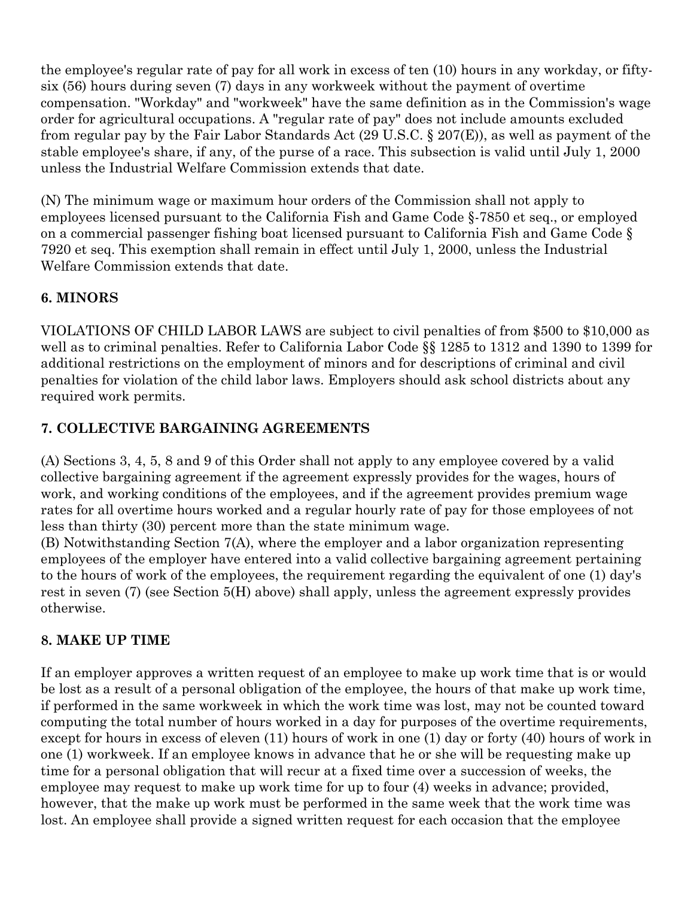the employee's regular rate of pay for all work in excess of ten (10) hours in any workday, or fifty-six (56) hours during seven (7) days in any workweek without the payment of overtime compensation. "Workday" and "workweek" have the same definition as in the Commission's wage order for agricultural occupations. A "regular rate of pay" does not include amounts excluded from regular pay by the Fair Labor Standards Act (29 U.S.C. § 207(E)), as well as payment of the stable employee's share, if any, of the purse of a race. This subsection is valid until July 1, 2000 unless the Industrial Welfare Commission extends that date.

(N) The minimum wage or maximum hour orders of the Commission shall not apply to employees licensed pursuant to the California Fish and Game Code §-7850 et seq., or employed on a commercial passenger fishing boat licensed pursuant to California Fish and Game Code § 7920 et seq. This exemption shall remain in effect until July 1, 2000, unless the Industrial Welfare Commission extends that date.

### 6. MINORS

VIOLATIONS OF CHILD LABOR LAWS are subject to civil penalties of from $500 to $10,000 as well as to criminal penalties. Refer to California Labor Code §§ 1285 to 1312 and 1390 to 1399 for additional restrictions on the employment of minors and for descriptions of criminal and civil penalties for violation of the child labor laws. Employers should ask school districts about any required work permits.

### 7. COLLECTIVE BARGAINING AGREEMENTS

(A) Sections 3, 4, 5, 8 and 9 of this Order shall not apply to any employee covered by a valid collective bargaining agreement if the agreement expressly provides for the wages, hours of work, and working conditions of the employees, and if the agreement provides premium wage rates for all overtime hours worked and a regular hourly rate of pay for those employees of not less than thirty (30) percent more than the state minimum wage.
(B) Notwithstanding Section 7(A), where the employer and a labor organization representing employees of the employer have entered into a valid collective bargaining agreement pertaining to the hours of work of the employees, the requirement regarding the equivalent of one (1) day's rest in seven (7) (see Section 5(H) above) shall apply, unless the agreement expressly provides otherwise.

### 8. MAKE UP TIME

If an employer approves a written request of an employee to make up work time that is or would be lost as a result of a personal obligation of the employee, the hours of that make up work time, if performed in the same workweek in which the work time was lost, may not be counted toward computing the total number of hours worked in a day for purposes of the overtime requirements, except for hours in excess of eleven (11) hours of work in one (1) day or forty (40) hours of work in one (1) workweek. If an employee knows in advance that he or she will be requesting make up time for a personal obligation that will recur at a fixed time over a succession of weeks, the employee may request to make up work time for up to four (4) weeks in advance; provided, however, that the make up work must be performed in the same week that the work time was lost. An employee shall provide a signed written request for each occasion that the employee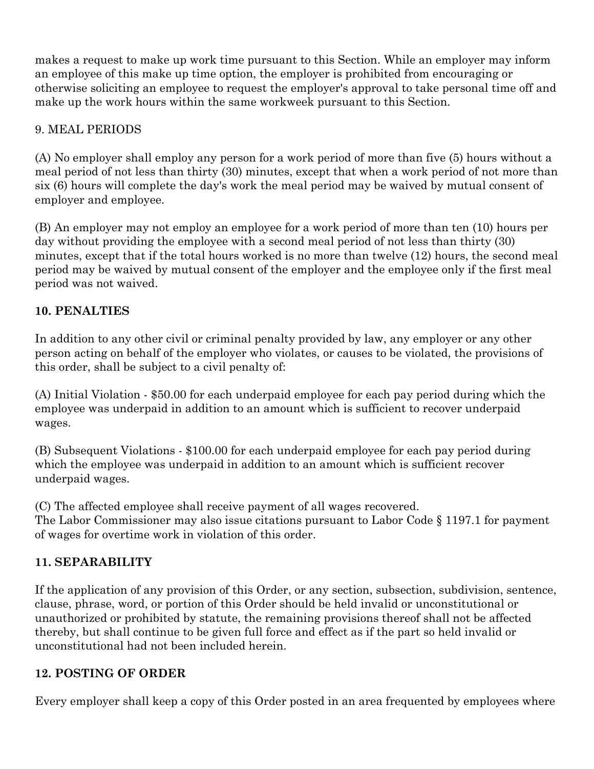makes a request to make up work time pursuant to this Section. While an employer may inform an employee of this make up time option, the employer is prohibited from encouraging or otherwise soliciting an employee to request the employer's approval to take personal time off and make up the work hours within the same workweek pursuant to this Section.

9. MEAL PERIODS

(A) No employer shall employ any person for a work period of more than five (5) hours without a meal period of not less than thirty (30) minutes, except that when a work period of not more than six (6) hours will complete the day's work the meal period may be waived by mutual consent of employer and employee.

(B) An employer may not employ an employee for a work period of more than ten (10) hours per day without providing the employee with a second meal period of not less than thirty (30) minutes, except that if the total hours worked is no more than twelve (12) hours, the second meal period may be waived by mutual consent of the employer and the employee only if the first meal period was not waived.

**10. PENALTIES**

In addition to any other civil or criminal penalty provided by law, any employer or any other person acting on behalf of the employer who violates, or causes to be violated, the provisions of this order, shall be subject to a civil penalty of:

(A) Initial Violation - $50.00 for each underpaid employee for each pay period during which the employee was underpaid in addition to an amount which is sufficient to recover underpaid wages.

(B) Subsequent Violations - $100.00 for each underpaid employee for each pay period during which the employee was underpaid in addition to an amount which is sufficient recover underpaid wages.

(C) The affected employee shall receive payment of all wages recovered.
The Labor Commissioner may also issue citations pursuant to Labor Code § 1197.1 for payment of wages for overtime work in violation of this order.

**11. SEPARABILITY**

If the application of any provision of this Order, or any section, subsection, subdivision, sentence, clause, phrase, word, or portion of this Order should be held invalid or unconstitutional or unauthorized or prohibited by statute, the remaining provisions thereof shall not be affected thereby, but shall continue to be given full force and effect as if the part so held invalid or unconstitutional had not been included herein.

**12. POSTING OF ORDER**

Every employer shall keep a copy of this Order posted in an area frequented by employees where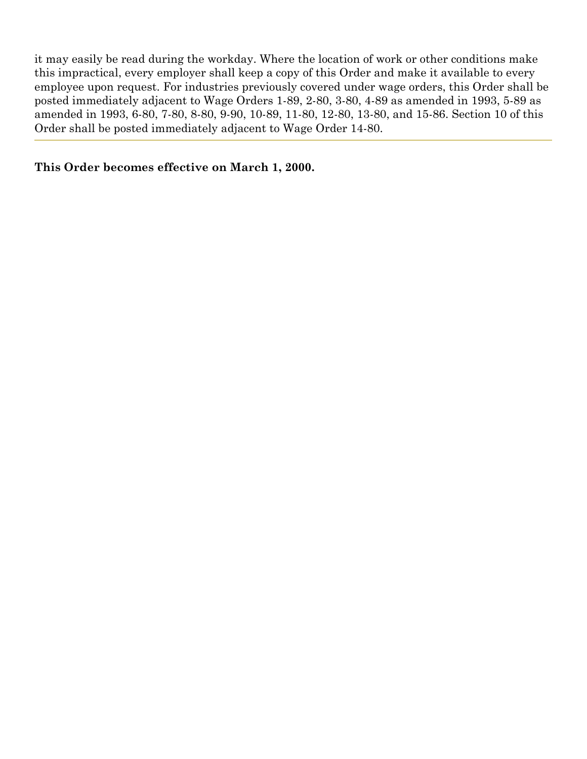it may easily be read during the workday. Where the location of work or other conditions make this impractical, every employer shall keep a copy of this Order and make it available to every employee upon request. For industries previously covered under wage orders, this Order shall be posted immediately adjacent to Wage Orders 1-89, 2-80, 3-80, 4-89 as amended in 1993, 5-89 as amended in 1993, 6-80, 7-80, 8-80, 9-90, 10-89, 11-80, 12-80, 13-80, and 15-86. Section 10 of this Order shall be posted immediately adjacent to Wage Order 14-80.

---

**This Order becomes effective on March 1, 2000.**